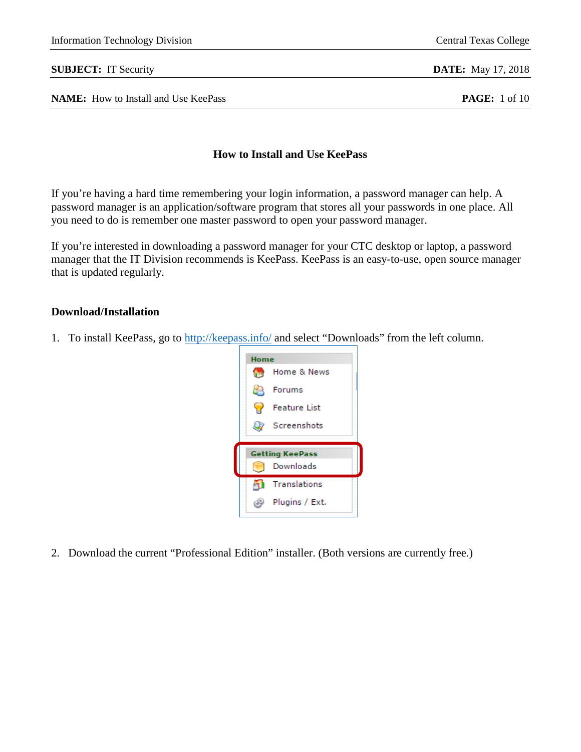Information Technology Division | Central Texas College

**SUBJECT:** IT Security | **DATE:** May 17, 2018

**NAME:** How to Install and Use KeePass

# How to Install and Use KeePass

If you're having a hard time remembering your login information, a password manager can help. A password manager is an application/software program that stores all your passwords in one place. All you need to do is remember one master password to open your password manager.

If you're interested in downloading a password manager for your CTC desktop or laptop, a password manager that the IT Division recommends is KeePass. KeePass is an easy-to-use, open source manager that is updated regularly.

## Download/Installation

1. To install KeePass, go to http://keepass.info/ and select "Downloads" from the left column.

2. Download the current "Professional Edition" installer. (Both versions are currently free.)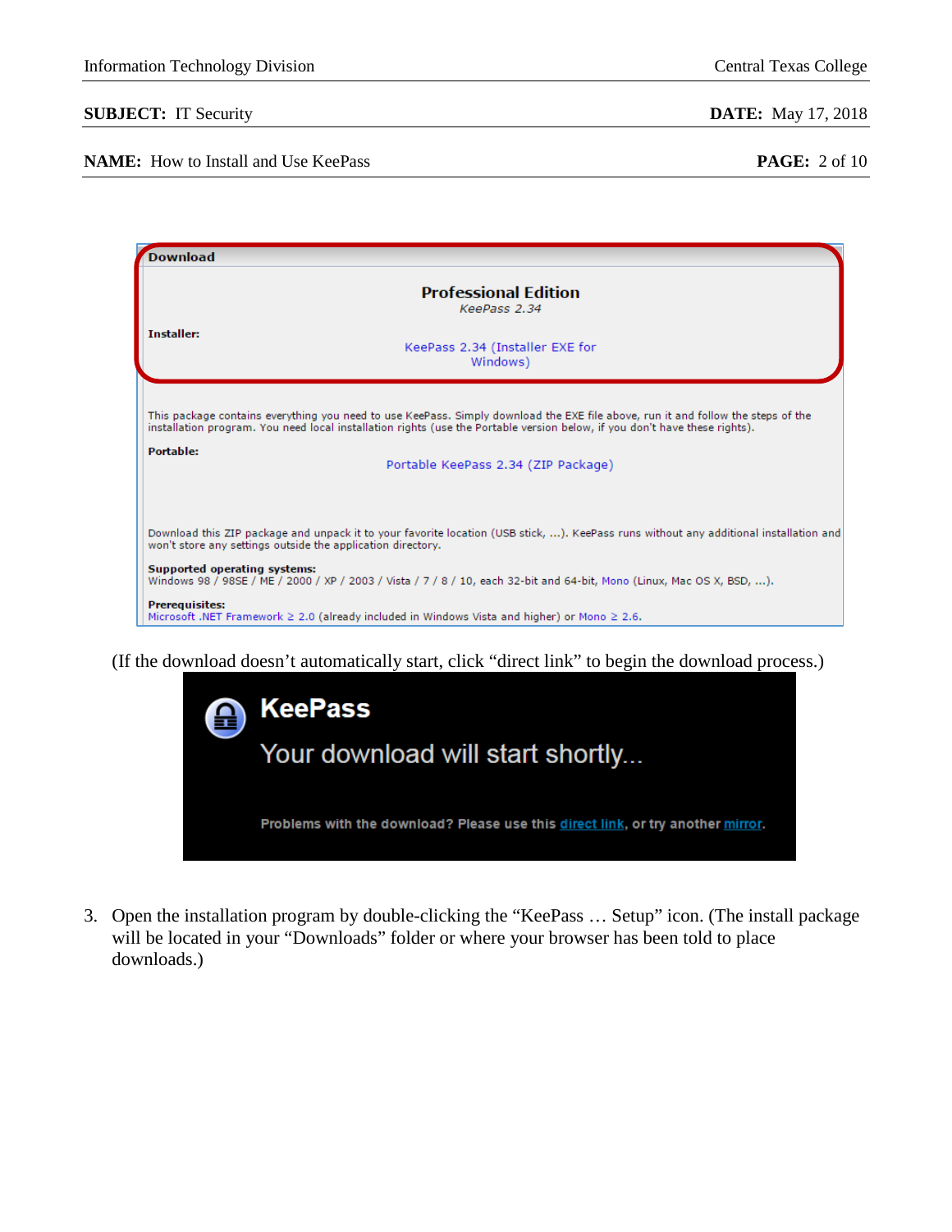**Download**

**Professional Edition**
*KeePass 2.34*

**Installer:**

KeePass 2.34 (Installer EXE for Windows)

This package contains everything you need to use KeePass. Simply download the EXE file above, run it and follow the steps of the installation program. You need local installation rights (use the Portable version below, if you don't have these rights).

**Portable:**

Portable KeePass 2.34 (ZIP Package)

Download this ZIP package and unpack it to your favorite location (USB stick, ...). KeePass runs without any additional installation and won't store any settings outside the application directory.

**Supported operating systems:**
Windows 98 / 98SE / ME / 2000 / XP / 2003 / Vista / 7 / 8 / 10, each 32-bit and 64-bit, Mono (Linux, Mac OS X, BSD, ...).

**Prerequisites:**
Microsoft .NET Framework ≥ 2.0 (already included in Windows Vista and higher) or Mono ≥ 2.6.

(If the download doesn't automatically start, click "direct link" to begin the download process.)

**KeePass**

Your download will start shortly...

Problems with the download? Please use this direct link, or try another mirror.

3. Open the installation program by double-clicking the "KeePass … Setup" icon. (The install package will be located in your "Downloads" folder or where your browser has been told to place downloads.)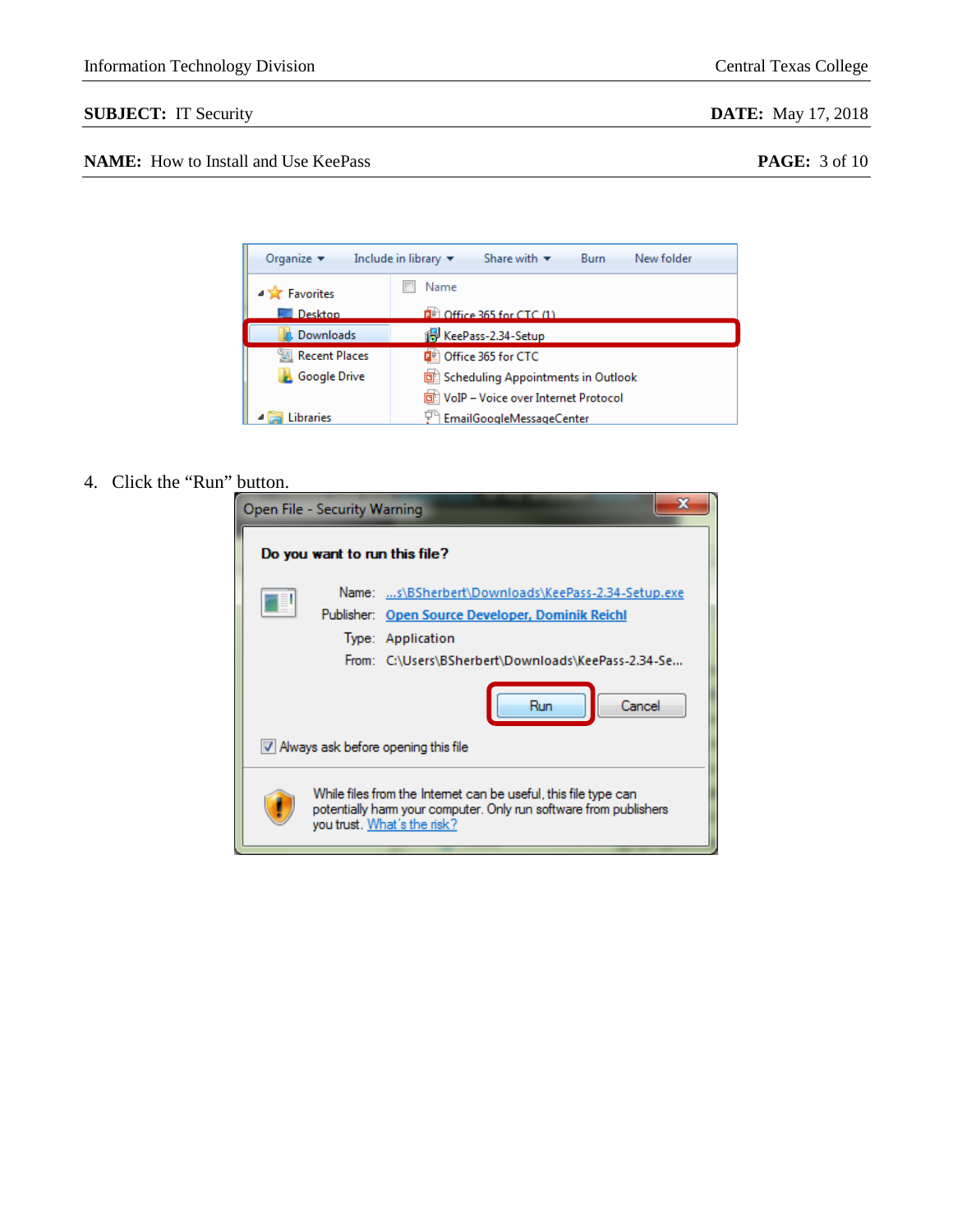4. Click the "Run" button.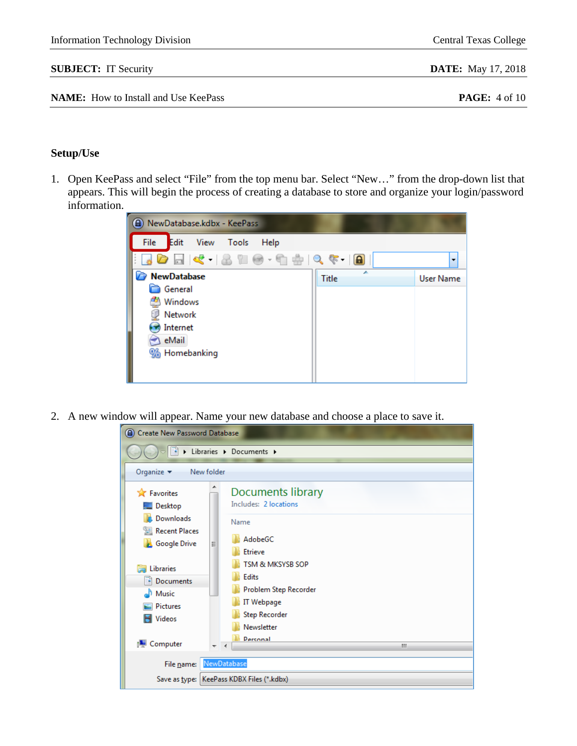## Setup/Use

1. Open KeePass and select "File" from the top menu bar. Select "New…" from the drop-down list that appears. This will begin the process of creating a database to store and organize your login/password information.

2. A new window will appear. Name your new database and choose a place to save it.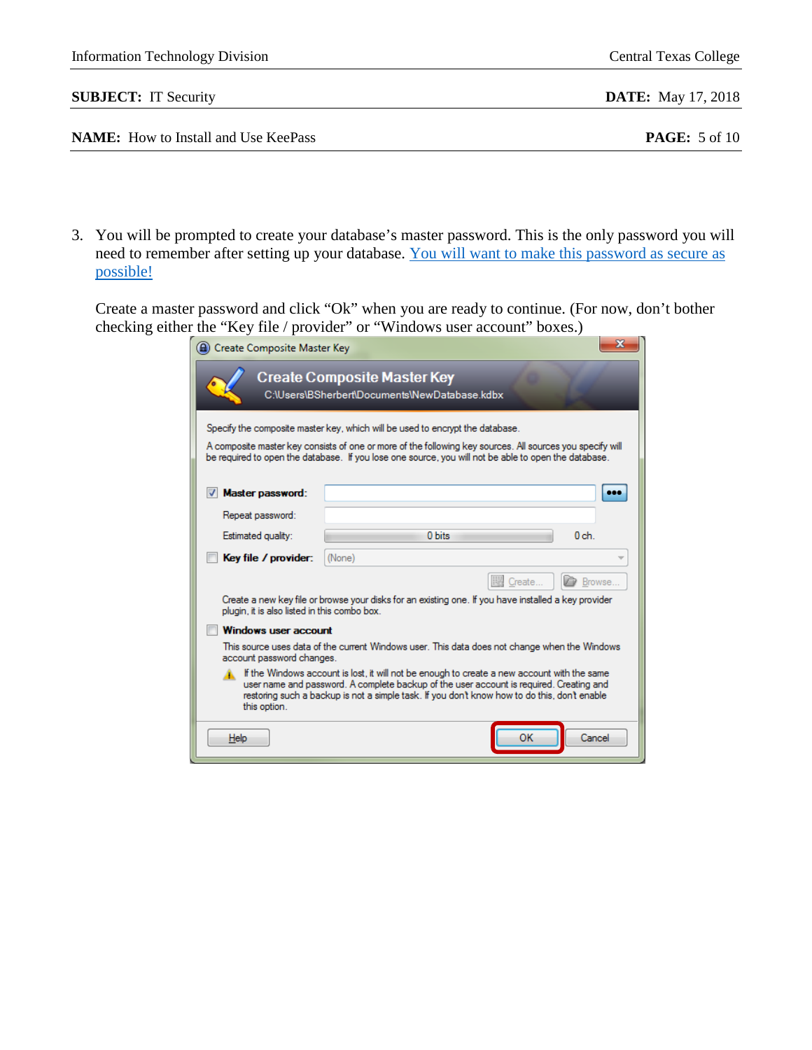3. You will be prompted to create your database's master password. This is the only password you will need to remember after setting up your database. You will want to make this password as secure as possible!

   Create a master password and click "Ok" when you are ready to continue. (For now, don't bother checking either the "Key file / provider" or "Windows user account" boxes.)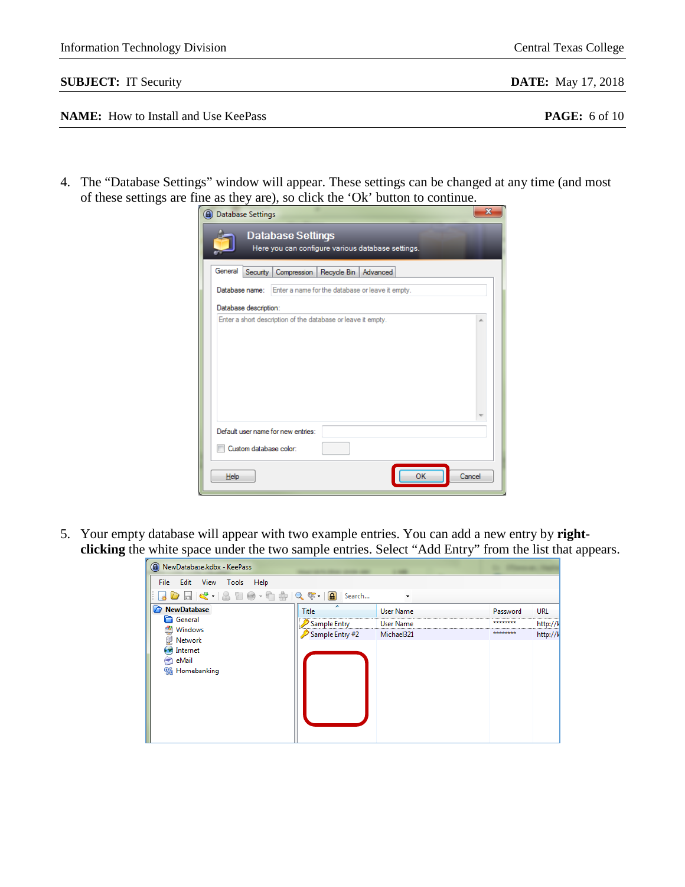4. The "Database Settings" window will appear. These settings can be changed at any time (and most of these settings are fine as they are), so click the 'Ok' button to continue.

5. Your empty database will appear with two example entries. You can add a new entry by **right-clicking** the white space under the two sample entries. Select "Add Entry" from the list that appears.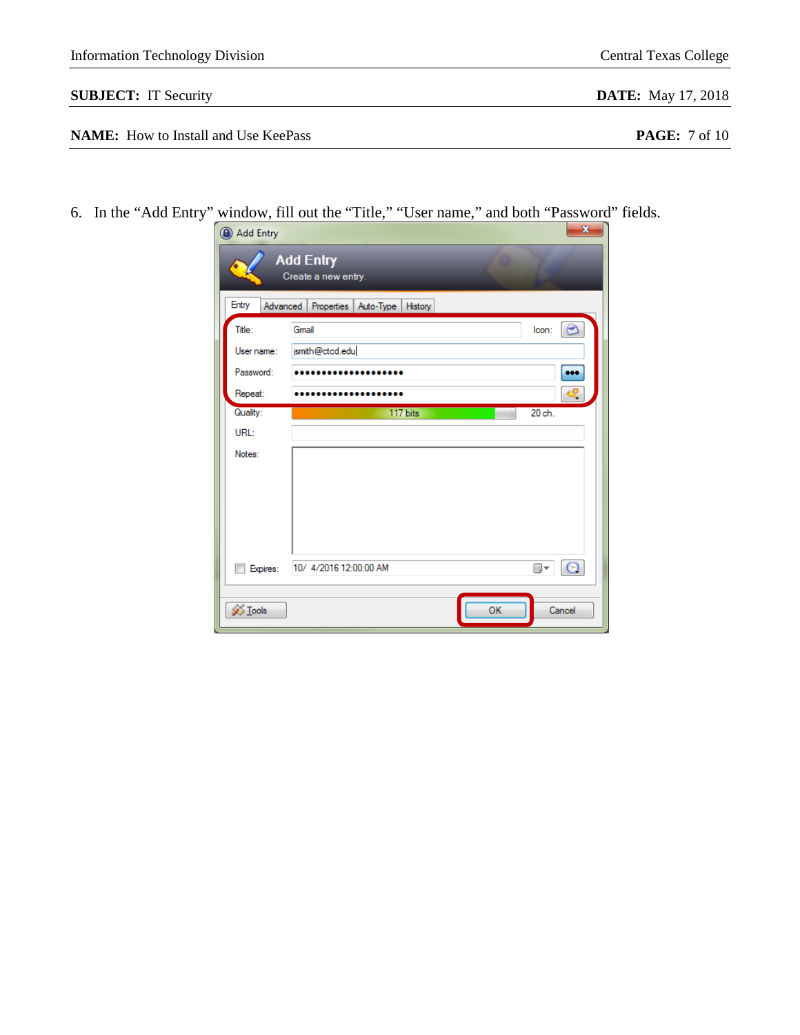6. In the “Add Entry” window, fill out the “Title,” “User name,” and both “Password” fields.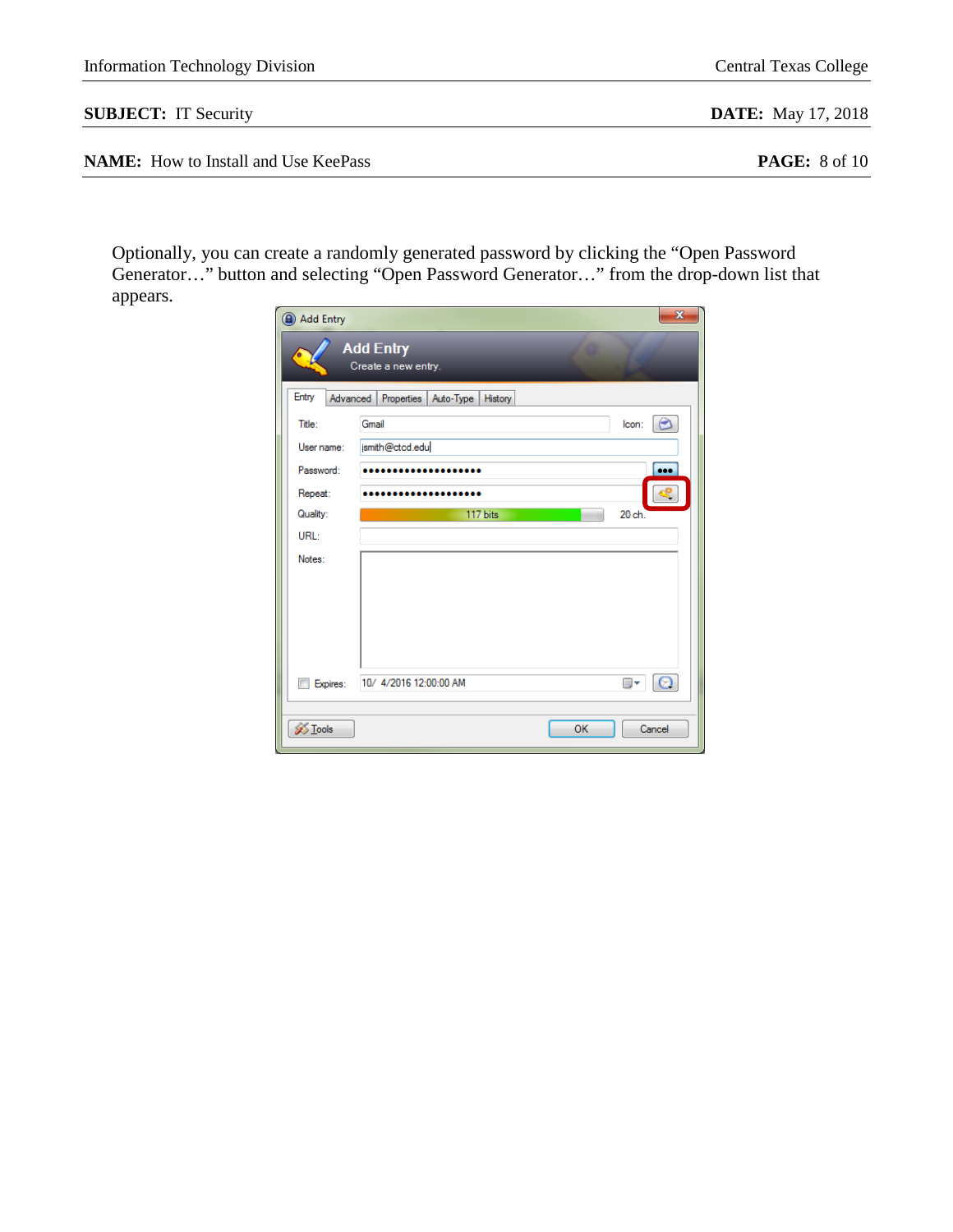Optionally, you can create a randomly generated password by clicking the “Open Password Generator…” button and selecting “Open Password Generator…” from the drop-down list that appears.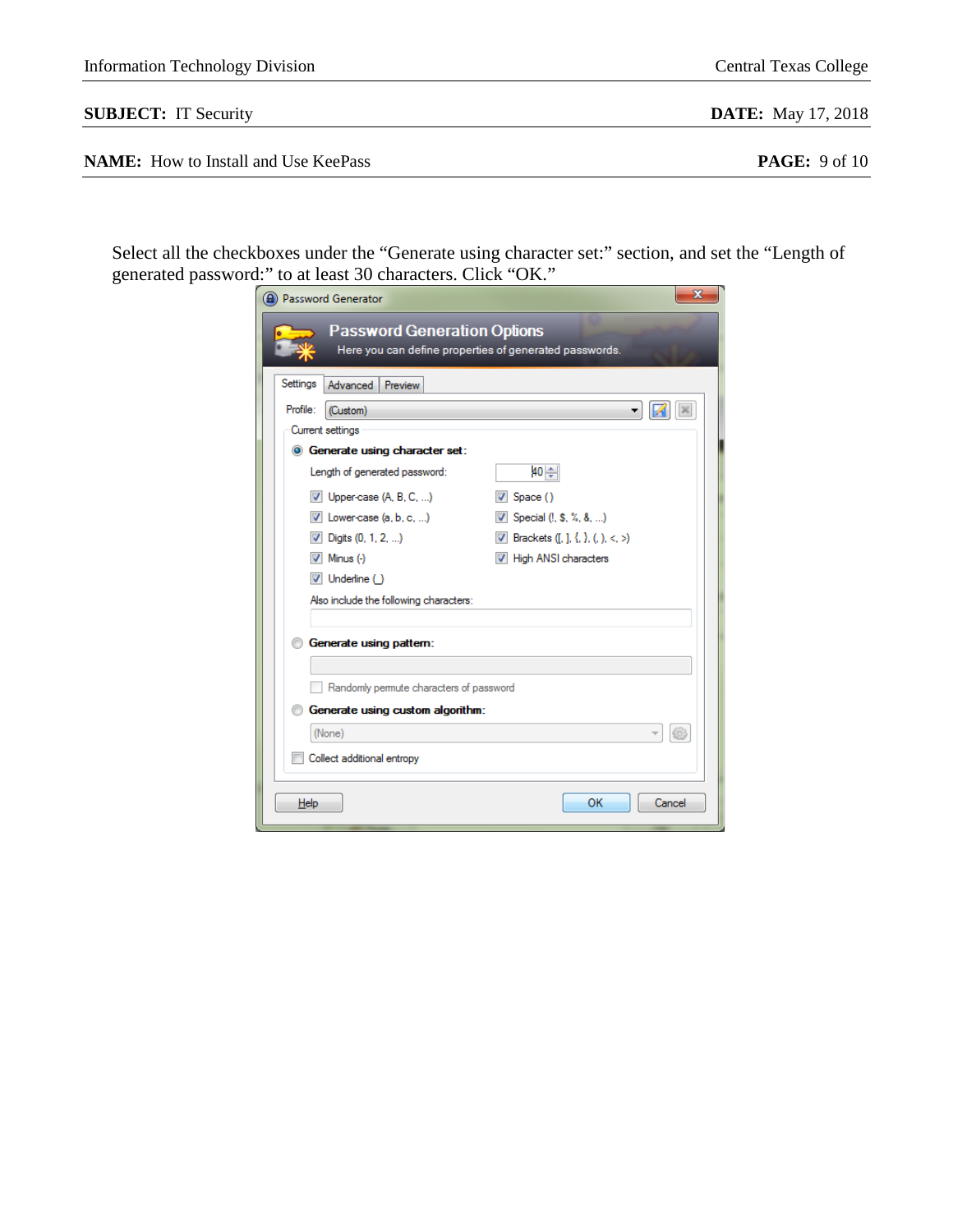Select all the checkboxes under the "Generate using character set:" section, and set the "Length of generated password:" to at least 30 characters. Click "OK."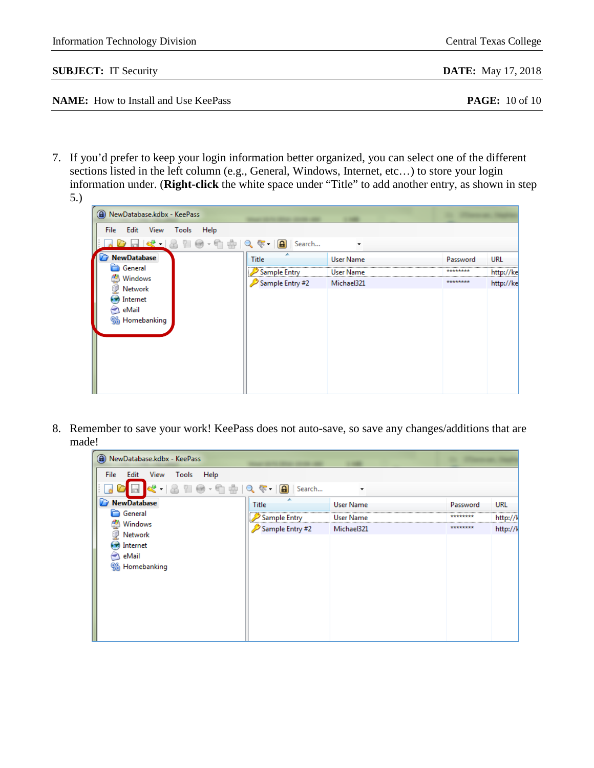7. If you'd prefer to keep your login information better organized, you can select one of the different sections listed in the left column (e.g., General, Windows, Internet, etc…) to store your login information under. (**Right-click** the white space under "Title" to add another entry, as shown in step 5.)

8. Remember to save your work! KeePass does not auto-save, so save any changes/additions that are made!